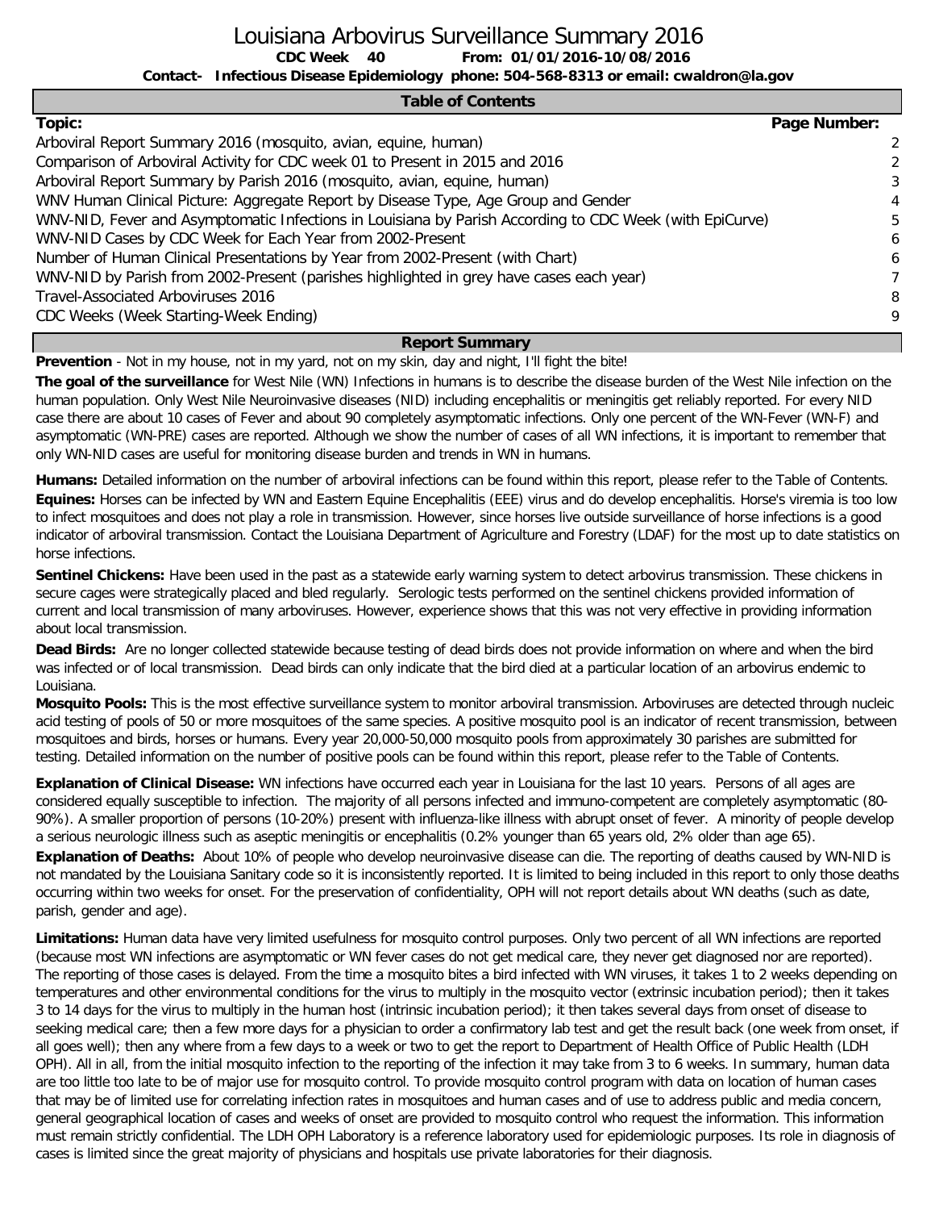# Louisiana Arbovirus Surveillance Summary 2016

**CDC Week 40 From: 01/01/2016-10/08/2016**

**Contact- Infectious Disease Epidemiology phone: 504-568-8313 or email: cwaldron@la.gov**

## Table of Contents

| Topic: | Page Number: |
|---|---|
| Arboviral Report Summary 2016 (mosquito, avian, equine, human) | 2 |
| Comparison of Arboviral Activity for CDC week 01 to Present in 2015 and 2016 | 2 |
| Arboviral Report Summary by Parish 2016 (mosquito, avian, equine, human) | 3 |
| WNV Human Clinical Picture: Aggregate Report by Disease Type, Age Group and Gender | 4 |
| WNV-NID, Fever and Asymptomatic Infections in Louisiana by Parish According to CDC Week (with EpiCurve) | 5 |
| WNV-NID Cases by CDC Week for Each Year from 2002-Present | 6 |
| Number of Human Clinical Presentations by Year from 2002-Present (with Chart) | 6 |
| WNV-NID by Parish from 2002-Present (parishes highlighted in grey have cases each year) | 7 |
| Travel-Associated Arboviruses 2016 | 8 |
| CDC Weeks (Week Starting-Week Ending) | 9 |

## Report Summary

**Prevention** - Not in my house, not in my yard, not on my skin, day and night, I'll fight the bite!

**The goal of the surveillance** for West Nile (WN) Infections in humans is to describe the disease burden of the West Nile infection on the human population. Only West Nile Neuroinvasive diseases (NID) including encephalitis or meningitis get reliably reported. For every NID case there are about 10 cases of Fever and about 90 completely asymptomatic infections. Only one percent of the WN-Fever (WN-F) and asymptomatic (WN-PRE) cases are reported. Although we show the number of cases of all WN infections, it is important to remember that only WN-NID cases are useful for monitoring disease burden and trends in WN in humans.

**Humans:** Detailed information on the number of arboviral infections can be found within this report, please refer to the Table of Contents.

**Equines:** Horses can be infected by WN and Eastern Equine Encephalitis (EEE) virus and do develop encephalitis. Horse's viremia is too low to infect mosquitoes and does not play a role in transmission. However, since horses live outside surveillance of horse infections is a good indicator of arboviral transmission. Contact the Louisiana Department of Agriculture and Forestry (LDAF) for the most up to date statistics on horse infections.

**Sentinel Chickens:** Have been used in the past as a statewide early warning system to detect arbovirus transmission. These chickens in secure cages were strategically placed and bled regularly. Serologic tests performed on the sentinel chickens provided information of current and local transmission of many arboviruses. However, experience shows that this was not very effective in providing information about local transmission.

**Dead Birds:** Are no longer collected statewide because testing of dead birds does not provide information on where and when the bird was infected or of local transmission. Dead birds can only indicate that the bird died at a particular location of an arbovirus endemic to Louisiana.

**Mosquito Pools:** This is the most effective surveillance system to monitor arboviral transmission. Arboviruses are detected through nucleic acid testing of pools of 50 or more mosquitoes of the same species. A positive mosquito pool is an indicator of recent transmission, between mosquitoes and birds, horses or humans. Every year 20,000-50,000 mosquito pools from approximately 30 parishes are submitted for testing. Detailed information on the number of positive pools can be found within this report, please refer to the Table of Contents.

**Explanation of Clinical Disease:** WN infections have occurred each year in Louisiana for the last 10 years. Persons of all ages are considered equally susceptible to infection. The majority of all persons infected and immuno-competent are completely asymptomatic (80-90%). A smaller proportion of persons (10-20%) present with influenza-like illness with abrupt onset of fever. A minority of people develop a serious neurologic illness such as aseptic meningitis or encephalitis (0.2% younger than 65 years old, 2% older than age 65).

**Explanation of Deaths:** About 10% of people who develop neuroinvasive disease can die. The reporting of deaths caused by WN-NID is not mandated by the Louisiana Sanitary code so it is inconsistently reported. It is limited to being included in this report to only those deaths occurring within two weeks for onset. For the preservation of confidentiality, OPH will not report details about WN deaths (such as date, parish, gender and age).

**Limitations:** Human data have very limited usefulness for mosquito control purposes. Only two percent of all WN infections are reported (because most WN infections are asymptomatic or WN fever cases do not get medical care, they never get diagnosed nor are reported). The reporting of those cases is delayed. From the time a mosquito bites a bird infected with WN viruses, it takes 1 to 2 weeks depending on temperatures and other environmental conditions for the virus to multiply in the mosquito vector (extrinsic incubation period); then it takes 3 to 14 days for the virus to multiply in the human host (intrinsic incubation period); it then takes several days from onset of disease to seeking medical care; then a few more days for a physician to order a confirmatory lab test and get the result back (one week from onset, if all goes well); then any where from a few days to a week or two to get the report to Department of Health Office of Public Health (LDH OPH). All in all, from the initial mosquito infection to the reporting of the infection it may take from 3 to 6 weeks. In summary, human data are too little too late to be of major use for mosquito control. To provide mosquito control program with data on location of human cases that may be of limited use for correlating infection rates in mosquitoes and human cases and of use to address public and media concern, general geographical location of cases and weeks of onset are provided to mosquito control who request the information. This information must remain strictly confidential. The LDH OPH Laboratory is a reference laboratory used for epidemiologic purposes. Its role in diagnosis of cases is limited since the great majority of physicians and hospitals use private laboratories for their diagnosis.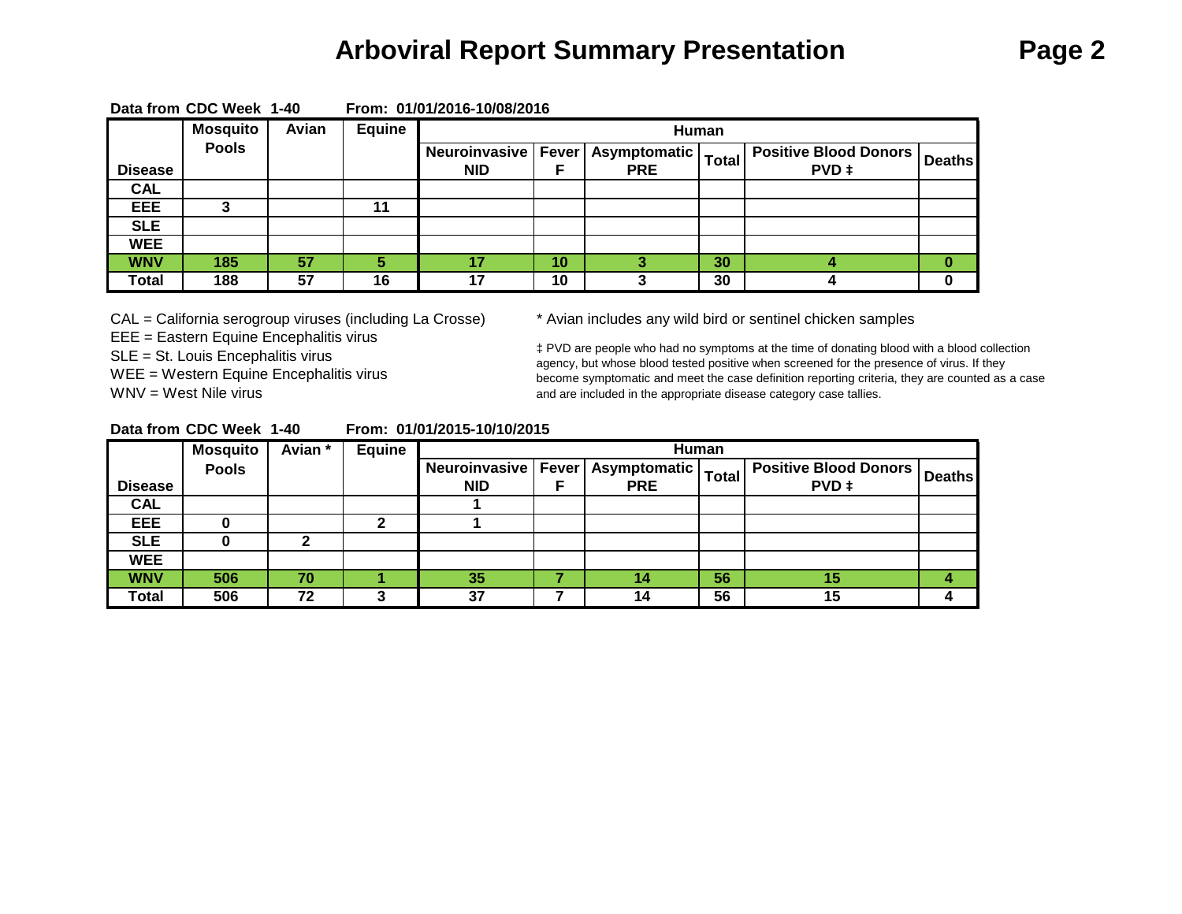# Arboviral Report Summary Presentation

**Data from CDC Week 1-40 From: 01/01/2016-10/08/2016**

| Disease | Mosquito Pools | Avian | Equine | Human | | | | | |
|---|---|---|---|---|---|---|---|---|---|
| | | | | Neuroinvasive NID | Fever F | Asymptomatic PRE | Total | Positive Blood Donors PVD ‡ | Deaths |
| CAL | | | | | | | | | |
| EEE | 3 | | 11 | | | | | | |
| SLE | | | | | | | | | |
| WEE | | | | | | | | | |
| WNV | 185 | 57 | 5 | 17 | 10 | 3 | 30 | 4 | 0 |
| Total | 188 | 57 | 16 | 17 | 10 | 3 | 30 | 4 | 0 |

CAL = California serogroup viruses (including La Crosse)
EEE = Eastern Equine Encephalitis virus
SLE = St. Louis Encephalitis virus
WEE = Western Equine Encephalitis virus
WNV = West Nile virus

* Avian includes any wild bird or sentinel chicken samples

‡ PVD are people who had no symptoms at the time of donating blood with a blood collection agency, but whose blood tested positive when screened for the presence of virus. If they become symptomatic and meet the case definition reporting criteria, they are counted as a case and are included in the appropriate disease category case tallies.

**Data from CDC Week 1-40 From: 01/01/2015-10/10/2015**

| Disease | Mosquito Pools | Avian * | Equine | Human | | | | | |
|---|---|---|---|---|---|---|---|---|---|
| | | | | Neuroinvasive NID | Fever F | Asymptomatic PRE | Total | Positive Blood Donors PVD ‡ | Deaths |
| CAL | | | | 1 | | | | | |
| EEE | 0 | | 2 | 1 | | | | | |
| SLE | 0 | 2 | | | | | | | |
| WEE | | | | | | | | | |
| WNV | 506 | 70 | 1 | 35 | 7 | 14 | 56 | 15 | 4 |
| Total | 506 | 72 | 3 | 37 | 7 | 14 | 56 | 15 | 4 |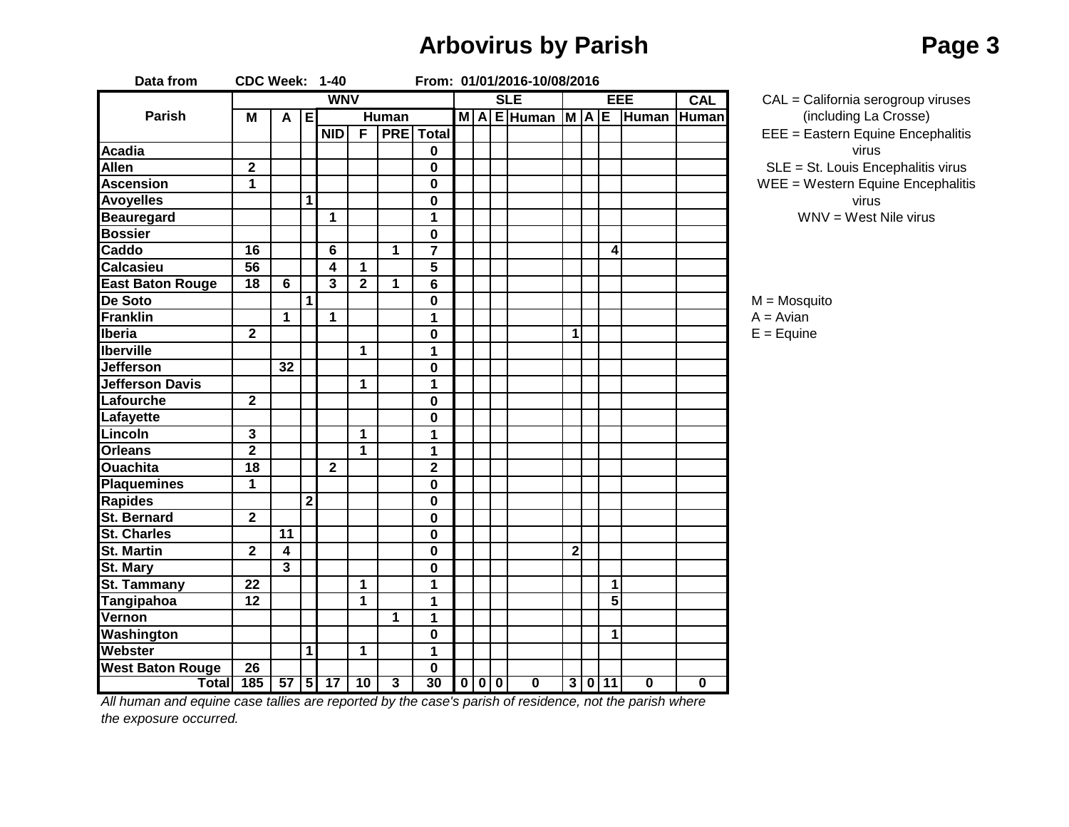# Arbovirus by Parish

**Data from** CDC Week: 1-40 From: 01/01/2016-10/08/2016

| Parish | WNV | | | | | | | SLE | | | | EEE | | | | CAL |
|---|---|---|---|---|---|---|---|---|---|---|---|---|---|---|---|---|
| | M | A | E | Human | | | | M | A | E | Human | M | A | E | Human | Human |
| | | | | NID | F | PRE | Total | | | | | | | | | |
| Acadia | | | | | | | 0 | | | | | | | | | |
| Allen | 2 | | | | | | 0 | | | | | | | | | |
| Ascension | 1 | | | | | | 0 | | | | | | | | | |
| Avoyelles | | | 1 | | | | 0 | | | | | | | | | |
| Beauregard | | | | 1 | | | 1 | | | | | | | | | |
| Bossier | | | | | | | 0 | | | | | | | | | |
| Caddo | 16 | | | 6 | | 1 | 7 | | | | | | | 4 | | |
| Calcasieu | 56 | | | 4 | 1 | | 5 | | | | | | | | | |
| East Baton Rouge | 18 | 6 | | 3 | 2 | 1 | 6 | | | | | | | | | |
| De Soto | | | 1 | | | | 0 | | | | | | | | | |
| Franklin | | 1 | | 1 | | | 1 | | | | | | | | | |
| Iberia | 2 | | | | | | 0 | | | | | 1 | | | | |
| Iberville | | | | | 1 | | 1 | | | | | | | | | |
| Jefferson | | 32 | | | | | 0 | | | | | | | | | |
| Jefferson Davis | | | | | 1 | | 1 | | | | | | | | | |
| Lafourche | 2 | | | | | | 0 | | | | | | | | | |
| Lafayette | | | | | | | 0 | | | | | | | | | |
| Lincoln | 3 | | | | 1 | | 1 | | | | | | | | | |
| Orleans | 2 | | | | 1 | | 1 | | | | | | | | | |
| Ouachita | 18 | | | 2 | | | 2 | | | | | | | | | |
| Plaquemines | 1 | | | | | | 0 | | | | | | | | | |
| Rapides | | | 2 | | | | 0 | | | | | | | | | |
| St. Bernard | 2 | | | | | | 0 | | | | | | | | | |
| St. Charles | | 11 | | | | | 0 | | | | | | | | | |
| St. Martin | 2 | 4 | | | | | 0 | | | | | 2 | | | | |
| St. Mary | | 3 | | | | | 0 | | | | | | | | | |
| St. Tammany | 22 | | | | 1 | | 1 | | | | | | | 1 | | |
| Tangipahoa | 12 | | | | 1 | | 1 | | | | | | | 5 | | |
| Vernon | | | | | | 1 | 1 | | | | | | | | | |
| Washington | | | | | | | 0 | | | | | | | 1 | | |
| Webster | | | 1 | | 1 | | 1 | | | | | | | | | |
| West Baton Rouge | 26 | | | | | | 0 | | | | | | | | | |
| **Total** | 185 | 57 | 5 | 17 | 10 | 3 | 30 | 0 | 0 | 0 | 0 | 3 | 0 | 11 | 0 | 0 |

*All human and equine case tallies are reported by the case's parish of residence, not the parish where the exposure occurred.*

CAL = California serogroup viruses (including La Crosse)
EEE = Eastern Equine Encephalitis virus
SLE = St. Louis Encephalitis virus
WEE = Western Equine Encephalitis virus
WNV = West Nile virus

M = Mosquito
A = Avian
E = Equine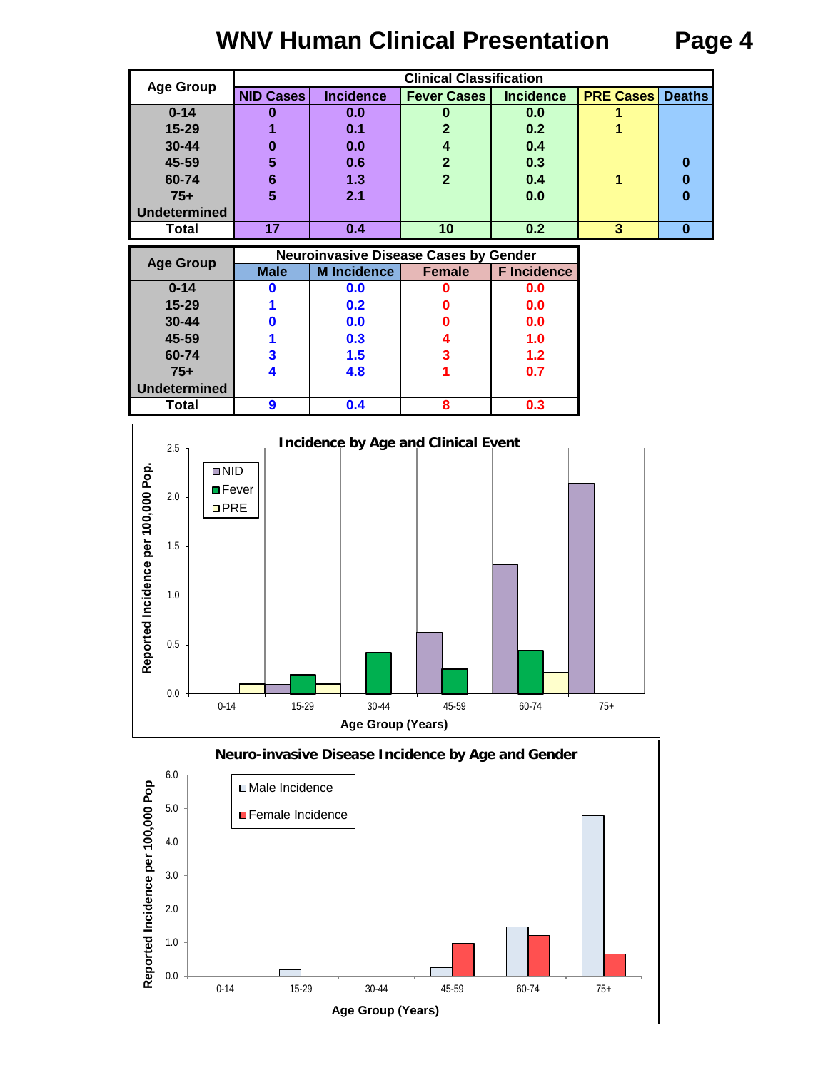# WNV Human Clinical Presentation

| Age Group | Clinical Classification | | | | | |
|---|---|---|---|---|---|---|
| | NID Cases | Incidence | Fever Cases | Incidence | PRE Cases | Deaths |
| 0-14 | 0 | 0.0 | 0 | 0.0 | 1 | |
| 15-29 | 1 | 0.1 | 2 | 0.2 | 1 | |
| 30-44 | 0 | 0.0 | 4 | 0.4 | | |
| 45-59 | 5 | 0.6 | 2 | 0.3 | | 0 |
| 60-74 | 6 | 1.3 | 2 | 0.4 | 1 | 0 |
| 75+ | 5 | 2.1 | | 0.0 | | 0 |
| Undetermined | | | | | | |
| Total | 17 | 0.4 | 10 | 0.2 | 3 | 0 |

| Age Group | Neuroinvasive Disease Cases by Gender | | | |
|---|---|---|---|---|
| | Male | M Incidence | Female | F Incidence |
| 0-14 | 0 | 0.0 | 0 | 0.0 |
| 15-29 | 1 | 0.2 | 0 | 0.0 |
| 30-44 | 0 | 0.0 | 0 | 0.0 |
| 45-59 | 1 | 0.3 | 4 | 1.0 |
| 60-74 | 3 | 1.5 | 3 | 1.2 |
| 75+ | 4 | 4.8 | 1 | 0.7 |
| Undetermined | | | | |
| Total | 9 | 0.4 | 8 | 0.3 |

**Incidence by Age and Clinical Event**

**Neuro-invasive Disease Incidence by Age and Gender**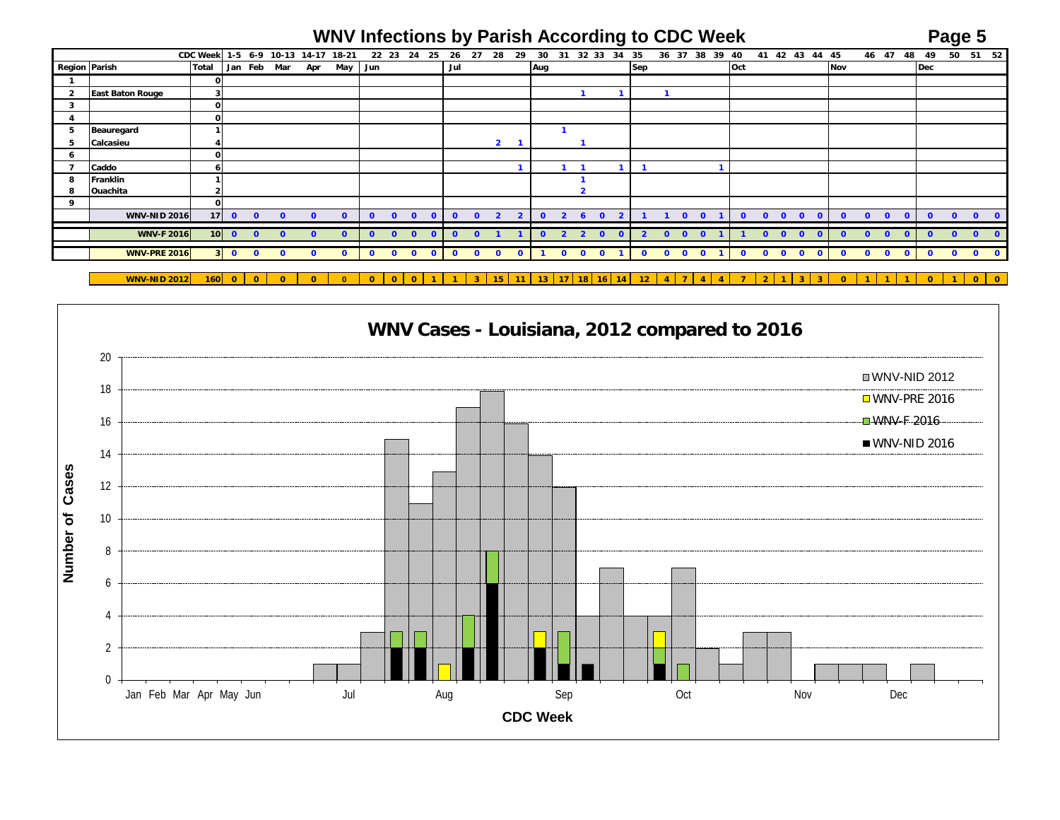# WNV Infections by Parish According to CDC Week

| | | CDC Week | 1-5 | 6-9 | 10-13 | 14-17 | 18-21 | 22 | 23 | 24 | 25 | 26 | 27 | 28 | 29 | 30 | 31 | 32 | 33 | 34 | 35 | 36 | 37 | 38 | 39 | 40 | 41 | 42 | 43 | 44 | 45 | 46 | 47 | 48 | 49 | 50 | 51 | 52 |
|---|---|---|---|---|---|---|---|---|---|---|---|---|---|---|---|---|---|---|---|---|---|---|---|---|---|---|---|---|---|---|---|---|---|---|---|---|---|---|
| **Region** | **Parish** | **Total** | Jan | Feb | Mar | Apr | May | Jun | | | | Jul | | | | Aug | | | | | Sep | | | | | Oct | | | | | Nov | | | | Dec | | | |
| 1 | | 0 | | | | | | | | | | | | | | | | | | | | | | | | | | | | | | | | | | | | |
| 2 | East Baton Rouge | 3 | | | | | | | | | | | | | | | | 1 | | 1 | | 1 | | | | | | | | | | | | | | | | |
| 3 | | 0 | | | | | | | | | | | | | | | | | | | | | | | | | | | | | | | | | | | | |
| 4 | | 0 | | | | | | | | | | | | | | | | | | | | | | | | | | | | | | | | | | | | |
| 5 | Beauregard | 1 | | | | | | | | | | | | | | | 1 | | | | | | | | | | | | | | | | | | | | | |
| 5 | Calcasieu | 4 | | | | | | | | | | | | 2 | 1 | | | 1 | | | | | | | | | | | | | | | | | | | | |
| 6 | | 0 | | | | | | | | | | | | | | | | | | | | | | | | | | | | | | | | | | | | |
| 7 | Caddo | 6 | | | | | | | | | | | | | 1 | | 1 | 1 | | 1 | 1 | | | | 1 | | | | | | | | | | | | | |
| 8 | Franklin | 1 | | | | | | | | | | | | | | | | 1 | | | | | | | | | | | | | | | | | | | | |
| 8 | Ouachita | 2 | | | | | | | | | | | | | | | | 2 | | | | | | | | | | | | | | | | | | | | |
| 9 | | 0 | | | | | | | | | | | | | | | | | | | | | | | | | | | | | | | | | | | | |
| | **WNV-NID 2016** | 17 | 0 | 0 | 0 | 0 | 0 | 0 | 0 | 0 | 0 | 0 | 0 | 2 | 2 | 0 | 2 | 6 | 0 | 2 | 1 | 1 | 0 | 0 | 1 | 0 | 0 | 0 | 0 | 0 | 0 | 0 | 0 | 0 | 0 | 0 | 0 | 0 |
| | **WNV-F 2016** | 10 | 0 | 0 | 0 | 0 | 0 | 0 | 0 | 0 | 0 | 0 | 0 | 1 | 1 | 0 | 2 | 2 | 0 | 0 | 2 | 0 | 0 | 0 | 1 | 1 | 0 | 0 | 0 | 0 | 0 | 0 | 0 | 0 | 0 | 0 | 0 | 0 |
| | **WNV-PRE 2016** | 3 | 0 | 0 | 0 | 0 | 0 | 0 | 0 | 0 | 0 | 0 | 0 | 0 | 0 | 1 | 0 | 0 | 0 | 1 | 0 | 0 | 0 | 0 | 1 | 0 | 0 | 0 | 0 | 0 | 0 | 0 | 0 | 0 | 0 | 0 | 0 | 0 |
| | **WNV-NID 2012** | 160 | 0 | 0 | 0 | 0 | 0 | 0 | 0 | 0 | 1 | 1 | 3 | 15 | 11 | 13 | 17 | 18 | 16 | 14 | 12 | 4 | 7 | 4 | 4 | 7 | 2 | 1 | 3 | 3 | 0 | 1 | 1 | 1 | 0 | 1 | 0 | 0 |

## WNV Cases - Louisiana, 2012 compared to 2016

Number of Cases by CDC Week (Jan–Dec); legend: WNV-NID 2012, WNV-PRE 2016, WNV-F 2016, WNV-NID 2016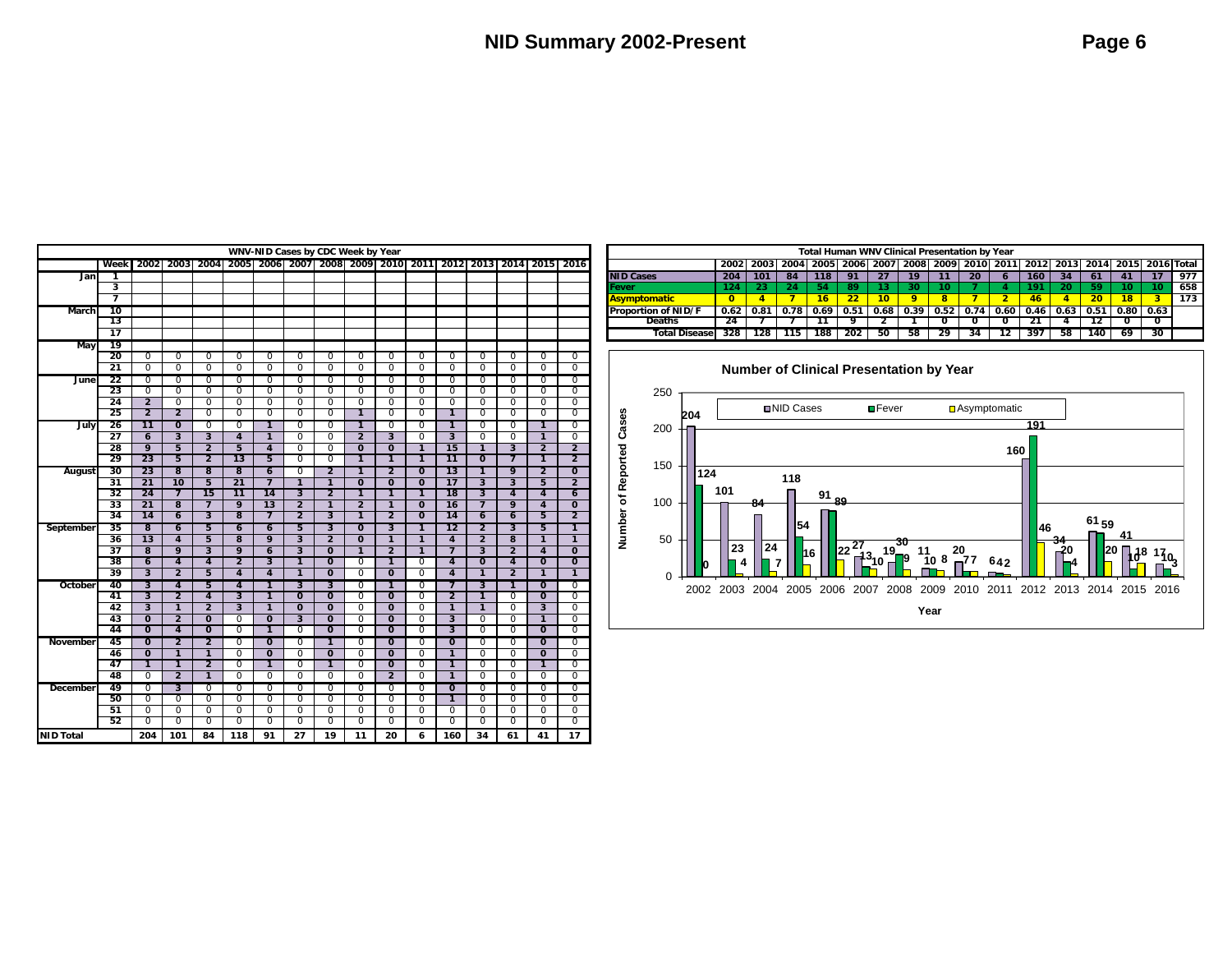| WNV-NID Cases by CDC Week by Year | | | | | | | | | | | | | | | | |
|---|---|---|---|---|---|---|---|---|---|---|---|---|---|---|---|---|
| | Week | 2002 | 2003 | 2004 | 2005 | 2006 | 2007 | 2008 | 2009 | 2010 | 2011 | 2012 | 2013 | 2014 | 2015 | 2016 |
| Jan | 1 | | | | | | | | | | | | | | | |
| | 3 | | | | | | | | | | | | | | | |
| | 7 | | | | | | | | | | | | | | | |
| March | 10 | | | | | | | | | | | | | | | |
| | 13 | | | | | | | | | | | | | | | |
| | 17 | | | | | | | | | | | | | | | |
| May | 19 | | | | | | | | | | | | | | | |
| | 20 | 0 | 0 | 0 | 0 | 0 | 0 | 0 | 0 | 0 | 0 | 0 | 0 | 0 | 0 | 0 |
| | 21 | 0 | 0 | 0 | 0 | 0 | 0 | 0 | 0 | 0 | 0 | 0 | 0 | 0 | 0 | 0 |
| June | 22 | 0 | 0 | 0 | 0 | 0 | 0 | 0 | 0 | 0 | 0 | 0 | 0 | 0 | 0 | 0 |
| | 23 | 0 | 0 | 0 | 0 | 0 | 0 | 0 | 0 | 0 | 0 | 0 | 0 | 0 | 0 | 0 |
| | 24 | 2 | 0 | 0 | 0 | 0 | 0 | 0 | 0 | 0 | 0 | 0 | 0 | 0 | 0 | 0 |
| | 25 | 2 | 2 | 0 | 0 | 0 | 0 | 0 | 1 | 0 | 0 | 1 | 0 | 0 | 0 | 0 |
| July | 26 | 11 | 0 | 0 | 0 | 1 | 0 | 0 | 1 | 0 | 0 | 1 | 0 | 0 | 1 | 0 |
| | 27 | 6 | 3 | 3 | 4 | 1 | 0 | 0 | 2 | 3 | 0 | 3 | 0 | 0 | 1 | 0 |
| | 28 | 9 | 5 | 2 | 5 | 4 | 0 | 0 | 0 | 0 | 1 | 15 | 1 | 3 | 2 | 2 |
| | 29 | 23 | 5 | 2 | 13 | 5 | 0 | 0 | 1 | 1 | 1 | 11 | 0 | 7 | 1 | 2 |
| August | 30 | 23 | 8 | 8 | 8 | 6 | 0 | 2 | 1 | 2 | 0 | 13 | 1 | 9 | 2 | 0 |
| | 31 | 21 | 10 | 5 | 21 | 7 | 1 | 1 | 0 | 0 | 0 | 17 | 3 | 3 | 5 | 2 |
| | 32 | 24 | 7 | 15 | 11 | 14 | 3 | 2 | 1 | 1 | 1 | 18 | 3 | 4 | 4 | 6 |
| | 33 | 21 | 8 | 7 | 9 | 13 | 2 | 1 | 2 | 1 | 0 | 16 | 7 | 9 | 4 | 0 |
| | 34 | 14 | 6 | 3 | 8 | 7 | 2 | 3 | 1 | 2 | 0 | 14 | 6 | 6 | 5 | 2 |
| September | 35 | 8 | 6 | 5 | 6 | 6 | 5 | 3 | 0 | 3 | 1 | 12 | 2 | 3 | 5 | 1 |
| | 36 | 13 | 4 | 5 | 8 | 9 | 3 | 2 | 0 | 1 | 1 | 4 | 2 | 8 | 1 | 1 |
| | 37 | 8 | 9 | 3 | 9 | 6 | 3 | 0 | 1 | 2 | 1 | 7 | 3 | 2 | 4 | 0 |
| | 38 | 6 | 4 | 4 | 2 | 3 | 1 | 0 | 0 | 1 | 0 | 4 | 0 | 4 | 0 | 0 |
| | 39 | 3 | 2 | 5 | 4 | 4 | 1 | 0 | 0 | 0 | 0 | 4 | 1 | 2 | 1 | 1 |
| October | 40 | 3 | 4 | 5 | 4 | 1 | 3 | 3 | 0 | 1 | 0 | 7 | 3 | 1 | 0 | 0 |
| | 41 | 3 | 2 | 4 | 3 | 1 | 0 | 0 | 0 | 0 | 0 | 2 | 1 | 0 | 0 | 0 |
| | 42 | 3 | 1 | 2 | 3 | 1 | 0 | 0 | 0 | 0 | 0 | 1 | 1 | 0 | 3 | 0 |
| | 43 | 0 | 2 | 0 | 0 | 0 | 3 | 0 | 0 | 0 | 0 | 3 | 0 | 0 | 1 | 0 |
| | 44 | 0 | 4 | 0 | 0 | 1 | 0 | 0 | 0 | 0 | 0 | 3 | 0 | 0 | 0 | 0 |
| November | 45 | 0 | 2 | 2 | 0 | 0 | 0 | 1 | 0 | 0 | 0 | 0 | 0 | 0 | 0 | 0 |
| | 46 | 0 | 1 | 1 | 0 | 0 | 0 | 0 | 0 | 0 | 0 | 1 | 0 | 0 | 0 | 0 |
| | 47 | 1 | 1 | 2 | 0 | 1 | 0 | 1 | 0 | 0 | 0 | 1 | 0 | 0 | 1 | 0 |
| | 48 | 0 | 2 | 1 | 0 | 0 | 0 | 0 | 0 | 2 | 0 | 1 | 0 | 0 | 0 | 0 |
| December | 49 | 0 | 3 | 0 | 0 | 0 | 0 | 0 | 0 | 0 | 0 | 0 | 0 | 0 | 0 | 0 |
| | 50 | 0 | 0 | 0 | 0 | 0 | 0 | 0 | 0 | 0 | 0 | 1 | 0 | 0 | 0 | 0 |
| | 51 | 0 | 0 | 0 | 0 | 0 | 0 | 0 | 0 | 0 | 0 | 0 | 0 | 0 | 0 | 0 |
| | 52 | 0 | 0 | 0 | 0 | 0 | 0 | 0 | 0 | 0 | 0 | 0 | 0 | 0 | 0 | 0 |
| NID Total | | 204 | 101 | 84 | 118 | 91 | 27 | 19 | 11 | 20 | 6 | 160 | 34 | 61 | 41 | 17 |

| Total Human WNV Clinical Presentation by Year | | | | | | | | | | | | | | | | |
|---|---|---|---|---|---|---|---|---|---|---|---|---|---|---|---|---|
| | 2002 | 2003 | 2004 | 2005 | 2006 | 2007 | 2008 | 2009 | 2010 | 2011 | 2012 | 2013 | 2014 | 2015 | 2016 | Total |
| NID Cases | 204 | 101 | 84 | 118 | 91 | 27 | 19 | 11 | 20 | 6 | 160 | 34 | 61 | 41 | 17 | 977 |
| Fever | 124 | 23 | 24 | 54 | 89 | 13 | 30 | 10 | 7 | 4 | 191 | 20 | 59 | 10 | 10 | 658 |
| Asymptomatic | 0 | 4 | 7 | 16 | 22 | 10 | 9 | 8 | 7 | 2 | 46 | 4 | 20 | 18 | 3 | 173 |
| Proportion of NID/F | 0.62 | 0.81 | 0.78 | 0.69 | 0.51 | 0.68 | 0.39 | 0.52 | 0.74 | 0.60 | 0.46 | 0.63 | 0.51 | 0.80 | 0.63 | |
| Deaths | 24 | 7 | 7 | 11 | 9 | 2 | 1 | 0 | 0 | 0 | 21 | 4 | 12 | 0 | 0 | |
| Total Disease | 328 | 128 | 115 | 188 | 202 | 50 | 58 | 29 | 34 | 12 | 397 | 58 | 140 | 69 | 30 | |

**Number of Clinical Presentation by Year**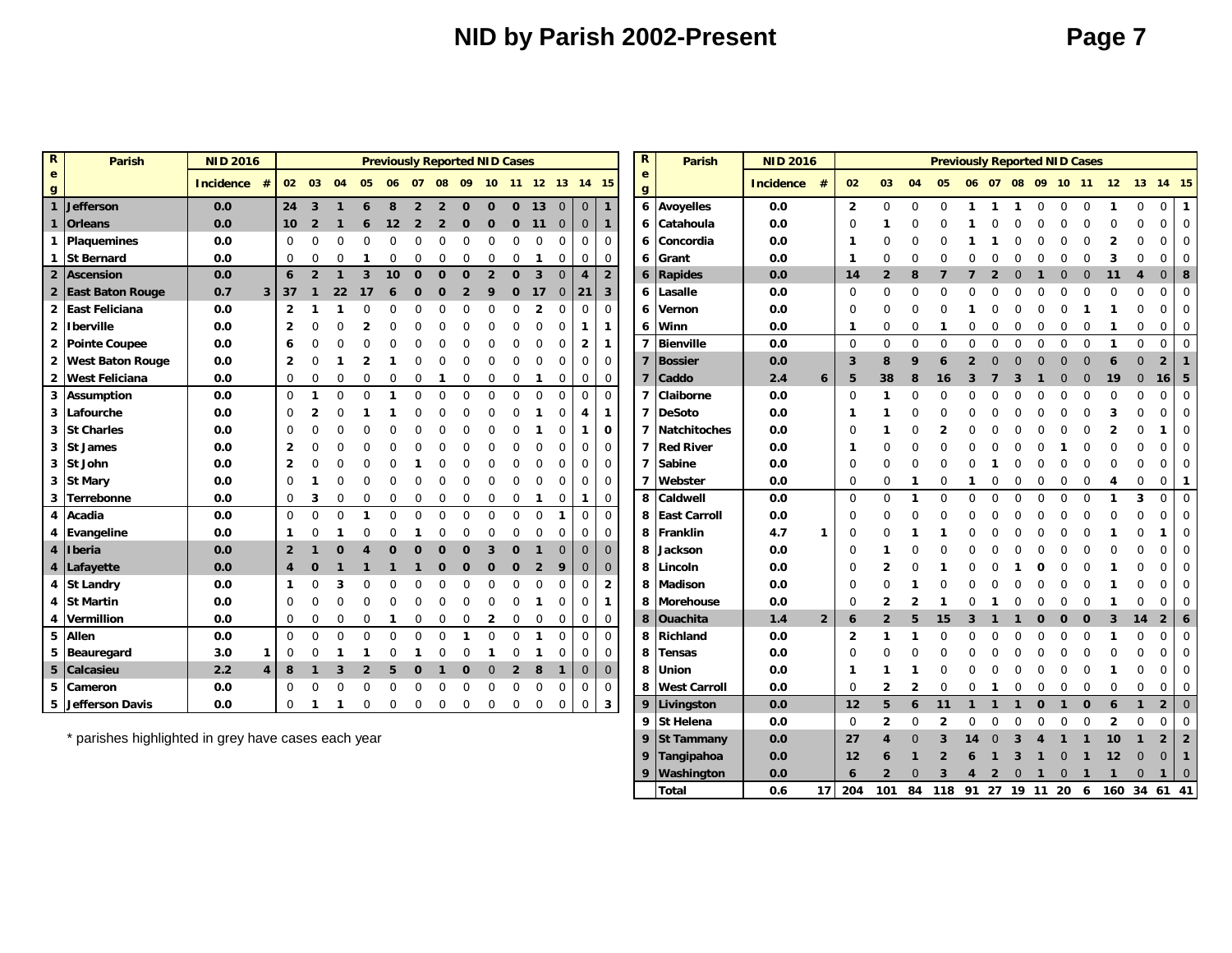# NID by Parish 2002-Present

| Reg | Parish | NID 2016 Incidence | # | 02 | 03 | 04 | 05 | 06 | 07 | 08 | 09 | 10 | 11 | 12 | 13 | 14 | 15 |
|---|---|---|---|---|---|---|---|---|---|---|---|---|---|---|---|---|---|
| | | | | **Previously Reported NID Cases** | | | | | | | | | | | | | |
| 1 | Jefferson | 0.0 | | 24 | 3 | 1 | 6 | 8 | 2 | 2 | 0 | 0 | 0 | 13 | 0 | 0 | 1 |
| 1 | Orleans | 0.0 | | 10 | 2 | 1 | 6 | 12 | 2 | 2 | 0 | 0 | 0 | 11 | 0 | 0 | 1 |
| 1 | Plaquemines | 0.0 | | 0 | 0 | 0 | 0 | 0 | 0 | 0 | 0 | 0 | 0 | 0 | 0 | 0 | 0 |
| 1 | St Bernard | 0.0 | | 0 | 0 | 0 | 1 | 0 | 0 | 0 | 0 | 0 | 0 | 1 | 0 | 0 | 0 |
| 2 | Ascension | 0.0 | | 6 | 2 | 1 | 3 | 10 | 0 | 0 | 0 | 2 | 0 | 3 | 0 | 4 | 2 |
| 2 | East Baton Rouge | 0.7 | 3 | 37 | 1 | 22 | 17 | 6 | 0 | 0 | 2 | 9 | 0 | 17 | 0 | 21 | 3 |
| 2 | East Feliciana | 0.0 | | 2 | 1 | 1 | 0 | 0 | 0 | 0 | 0 | 0 | 0 | 2 | 0 | 0 | 0 |
| 2 | Iberville | 0.0 | | 2 | 0 | 0 | 2 | 0 | 0 | 0 | 0 | 0 | 0 | 0 | 0 | 1 | 1 |
| 2 | Pointe Coupee | 0.0 | | 6 | 0 | 0 | 0 | 0 | 0 | 0 | 0 | 0 | 0 | 0 | 0 | 2 | 1 |
| 2 | West Baton Rouge | 0.0 | | 2 | 0 | 1 | 2 | 1 | 0 | 0 | 0 | 0 | 0 | 0 | 0 | 0 | 0 |
| 2 | West Feliciana | 0.0 | | 0 | 0 | 0 | 0 | 0 | 0 | 1 | 0 | 0 | 0 | 1 | 0 | 0 | 0 |
| 3 | Assumption | 0.0 | | 0 | 1 | 0 | 0 | 1 | 0 | 0 | 0 | 0 | 0 | 0 | 0 | 0 | 0 |
| 3 | Lafourche | 0.0 | | 0 | 2 | 0 | 1 | 1 | 0 | 0 | 0 | 0 | 0 | 1 | 0 | 4 | 1 |
| 3 | St Charles | 0.0 | | 0 | 0 | 0 | 0 | 0 | 0 | 0 | 0 | 0 | 0 | 1 | 0 | 1 | 0 |
| 3 | St James | 0.0 | | 2 | 0 | 0 | 0 | 0 | 0 | 0 | 0 | 0 | 0 | 0 | 0 | 0 | 0 |
| 3 | St John | 0.0 | | 2 | 0 | 0 | 0 | 0 | 1 | 0 | 0 | 0 | 0 | 0 | 0 | 0 | 0 |
| 3 | St Mary | 0.0 | | 0 | 1 | 0 | 0 | 0 | 0 | 0 | 0 | 0 | 0 | 0 | 0 | 0 | 0 |
| 3 | Terrebonne | 0.0 | | 0 | 3 | 0 | 0 | 0 | 0 | 0 | 0 | 0 | 0 | 1 | 0 | 1 | 0 |
| 4 | Acadia | 0.0 | | 0 | 0 | 0 | 1 | 0 | 0 | 0 | 0 | 0 | 0 | 0 | 1 | 0 | 0 |
| 4 | Evangeline | 0.0 | | 1 | 0 | 1 | 0 | 0 | 1 | 0 | 0 | 0 | 0 | 0 | 0 | 0 | 0 |
| 4 | Iberia | 0.0 | | 2 | 1 | 0 | 4 | 0 | 0 | 0 | 0 | 3 | 0 | 1 | 0 | 0 | 0 |
| 4 | Lafayette | 0.0 | | 4 | 0 | 1 | 1 | 1 | 1 | 0 | 0 | 0 | 0 | 2 | 9 | 0 | 0 |
| 4 | St Landry | 0.0 | | 1 | 0 | 3 | 0 | 0 | 0 | 0 | 0 | 0 | 0 | 0 | 0 | 0 | 2 |
| 4 | St Martin | 0.0 | | 0 | 0 | 0 | 0 | 0 | 0 | 0 | 0 | 0 | 0 | 1 | 0 | 0 | 1 |
| 4 | Vermillion | 0.0 | | 0 | 0 | 0 | 0 | 1 | 0 | 0 | 0 | 2 | 0 | 0 | 0 | 0 | 0 |
| 5 | Allen | 0.0 | | 0 | 0 | 0 | 0 | 0 | 0 | 0 | 1 | 0 | 0 | 1 | 0 | 0 | 0 |
| 5 | Beauregard | 3.0 | 1 | 0 | 0 | 1 | 1 | 0 | 1 | 0 | 0 | 1 | 0 | 1 | 0 | 0 | 0 |
| 5 | Calcasieu | 2.2 | 4 | 8 | 1 | 3 | 2 | 5 | 0 | 1 | 0 | 0 | 2 | 8 | 1 | 0 | 0 |
| 5 | Cameron | 0.0 | | 0 | 0 | 0 | 0 | 0 | 0 | 0 | 0 | 0 | 0 | 0 | 0 | 0 | 0 |
| 5 | Jefferson Davis | 0.0 | | 0 | 1 | 1 | 0 | 0 | 0 | 0 | 0 | 0 | 0 | 0 | 0 | 0 | 3 |
| 6 | Avoyelles | 0.0 | | 2 | 0 | 0 | 0 | 1 | 1 | 1 | 0 | 0 | 0 | 1 | 0 | 0 | 1 |
| 6 | Catahoula | 0.0 | | 0 | 1 | 0 | 0 | 1 | 0 | 0 | 0 | 0 | 0 | 0 | 0 | 0 | 0 |
| 6 | Concordia | 0.0 | | 1 | 0 | 0 | 0 | 1 | 1 | 0 | 0 | 0 | 0 | 2 | 0 | 0 | 0 |
| 6 | Grant | 0.0 | | 1 | 0 | 0 | 0 | 0 | 0 | 0 | 0 | 0 | 0 | 3 | 0 | 0 | 0 |
| 6 | Rapides | 0.0 | | 14 | 2 | 8 | 7 | 7 | 2 | 0 | 1 | 0 | 0 | 11 | 4 | 0 | 8 |
| 6 | Lasalle | 0.0 | | 0 | 0 | 0 | 0 | 0 | 0 | 0 | 0 | 0 | 0 | 0 | 0 | 0 | 0 |
| 6 | Vernon | 0.0 | | 0 | 0 | 0 | 0 | 1 | 0 | 0 | 0 | 0 | 1 | 1 | 0 | 0 | 0 |
| 6 | Winn | 0.0 | | 1 | 0 | 0 | 1 | 0 | 0 | 0 | 0 | 0 | 0 | 1 | 0 | 0 | 0 |
| 7 | Bienville | 0.0 | | 0 | 0 | 0 | 0 | 0 | 0 | 0 | 0 | 0 | 0 | 1 | 0 | 0 | 0 |
| 7 | Bossier | 0.0 | | 3 | 8 | 9 | 6 | 2 | 0 | 0 | 0 | 0 | 0 | 6 | 0 | 2 | 1 |
| 7 | Caddo | 2.4 | 6 | 5 | 38 | 8 | 16 | 3 | 7 | 3 | 1 | 0 | 0 | 19 | 0 | 16 | 5 |
| 7 | Claiborne | 0.0 | | 0 | 1 | 0 | 0 | 0 | 0 | 0 | 0 | 0 | 0 | 0 | 0 | 0 | 0 |
| 7 | DeSoto | 0.0 | | 1 | 1 | 0 | 0 | 0 | 0 | 0 | 0 | 0 | 0 | 3 | 0 | 0 | 0 |
| 7 | Natchitoches | 0.0 | | 0 | 1 | 0 | 2 | 0 | 0 | 0 | 0 | 0 | 0 | 2 | 0 | 1 | 0 |
| 7 | Red River | 0.0 | | 1 | 0 | 0 | 0 | 0 | 0 | 0 | 0 | 1 | 0 | 0 | 0 | 0 | 0 |
| 7 | Sabine | 0.0 | | 0 | 0 | 0 | 0 | 0 | 1 | 0 | 0 | 0 | 0 | 0 | 0 | 0 | 0 |
| 7 | Webster | 0.0 | | 0 | 0 | 1 | 0 | 1 | 0 | 0 | 0 | 0 | 0 | 4 | 0 | 0 | 1 |
| 8 | Caldwell | 0.0 | | 0 | 0 | 1 | 0 | 0 | 0 | 0 | 0 | 0 | 0 | 1 | 3 | 0 | 0 |
| 8 | East Carroll | 0.0 | | 0 | 0 | 0 | 0 | 0 | 0 | 0 | 0 | 0 | 0 | 0 | 0 | 0 | 0 |
| 8 | Franklin | 4.7 | 1 | 0 | 0 | 1 | 1 | 0 | 0 | 0 | 0 | 0 | 0 | 1 | 0 | 1 | 0 |
| 8 | Jackson | 0.0 | | 0 | 1 | 0 | 0 | 0 | 0 | 0 | 0 | 0 | 0 | 0 | 0 | 0 | 0 |
| 8 | Lincoln | 0.0 | | 0 | 2 | 0 | 1 | 0 | 0 | 1 | 0 | 0 | 0 | 1 | 0 | 0 | 0 |
| 8 | Madison | 0.0 | | 0 | 0 | 1 | 0 | 0 | 0 | 0 | 0 | 0 | 0 | 1 | 0 | 0 | 0 |
| 8 | Morehouse | 0.0 | | 0 | 2 | 2 | 1 | 0 | 1 | 0 | 0 | 0 | 0 | 1 | 0 | 0 | 0 |
| 8 | Ouachita | 1.4 | 2 | 6 | 2 | 5 | 15 | 3 | 1 | 1 | 0 | 0 | 0 | 3 | 14 | 2 | 6 |
| 8 | Richland | 0.0 | | 2 | 1 | 1 | 0 | 0 | 0 | 0 | 0 | 0 | 0 | 1 | 0 | 0 | 0 |
| 8 | Tensas | 0.0 | | 0 | 0 | 0 | 0 | 0 | 0 | 0 | 0 | 0 | 0 | 0 | 0 | 0 | 0 |
| 8 | Union | 0.0 | | 1 | 1 | 1 | 0 | 0 | 0 | 0 | 0 | 0 | 0 | 1 | 0 | 0 | 0 |
| 8 | West Carroll | 0.0 | | 0 | 2 | 2 | 0 | 0 | 1 | 0 | 0 | 0 | 0 | 0 | 0 | 0 | 0 |
| 9 | Livingston | 0.0 | | 12 | 5 | 6 | 11 | 1 | 1 | 1 | 0 | 1 | 0 | 6 | 1 | 2 | 0 |
| 9 | St Helena | 0.0 | | 0 | 2 | 0 | 2 | 0 | 0 | 0 | 0 | 0 | 0 | 2 | 0 | 0 | 0 |
| 9 | St Tammany | 0.0 | | 27 | 4 | 0 | 3 | 14 | 0 | 3 | 4 | 1 | 1 | 10 | 1 | 2 | 2 |
| 9 | Tangipahoa | 0.0 | | 12 | 6 | 1 | 2 | 6 | 1 | 3 | 1 | 0 | 1 | 12 | 0 | 0 | 1 |
| 9 | Washington | 0.0 | | 6 | 2 | 0 | 3 | 4 | 2 | 0 | 1 | 0 | 1 | 1 | 0 | 1 | 0 |
| | **Total** | 0.6 | 17 | 204 | 101 | 84 | 118 | 91 | 27 | 19 | 11 | 20 | 6 | 160 | 34 | 61 | 41 |

\* parishes highlighted in grey have cases each year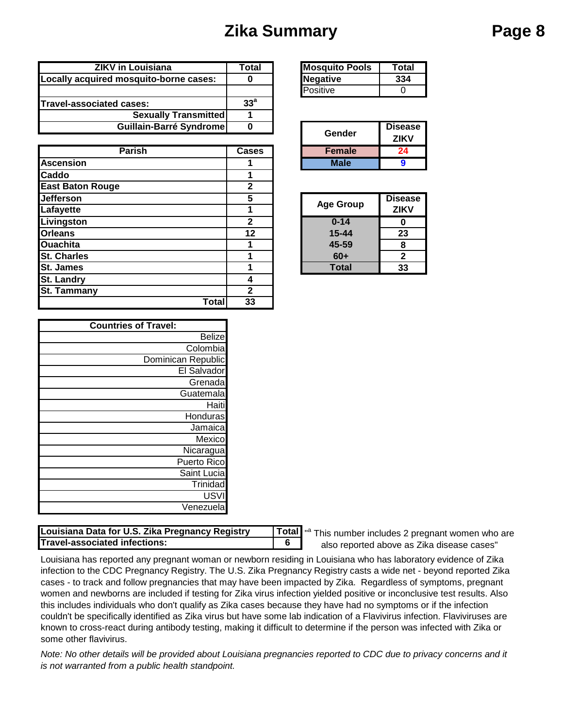# Zika Summary

| ZIKV in Louisiana | Total |
|---|---|
| Locally acquired mosquito-borne cases: | 0 |
| | |
| Travel-associated cases: | 33[a] |
| Sexually Transmitted | 1 |
| Guillain-Barré Syndrome | 0 |

| Mosquito Pools | Total |
|---|---|
| Negative | 334 |
| Positive | 0 |

| Gender | Disease ZIKV |
|---|---|
| Female | 24 |
| Male | 9 |

| Parish | Cases |
|---|---|
| Ascension | 1 |
| Caddo | 1 |
| East Baton Rouge | 2 |
| Jefferson | 5 |
| Lafayette | 1 |
| Livingston | 2 |
| Orleans | 12 |
| Ouachita | 1 |
| St. Charles | 1 |
| St. James | 1 |
| St. Landry | 4 |
| St. Tammany | 2 |
| Total | 33 |

| Age Group | Disease ZIKV |
|---|---|
| 0-14 | 0 |
| 15-44 | 23 |
| 45-59 | 8 |
| 60+ | 2 |
| Total | 33 |

| Countries of Travel: |
|---|
| Belize |
| Colombia |
| Dominican Republic |
| El Salvador |
| Grenada |
| Guatemala |
| Haiti |
| Honduras |
| Jamaica |
| Mexico |
| Nicaragua |
| Puerto Rico |
| Saint Lucia |
| Trinidad |
| USVI |
| Venezuela |

| Louisiana Data for U.S. Zika Pregnancy Registry | Total |
|---|---|
| Travel-associated infections: | 6 |

"[a] This number includes 2 pregnant women who are also reported above as Zika disease cases"

Louisiana has reported any pregnant woman or newborn residing in Louisiana who has laboratory evidence of Zika infection to the CDC Pregnancy Registry. The U.S. Zika Pregnancy Registry casts a wide net - beyond reported Zika cases - to track and follow pregnancies that may have been impacted by Zika. Regardless of symptoms, pregnant women and newborns are included if testing for Zika virus infection yielded positive or inconclusive test results. Also this includes individuals who don't qualify as Zika cases because they have had no symptoms or if the infection couldn't be specifically identified as Zika virus but have some lab indication of a Flavivirus infection. Flaviviruses are known to cross-react during antibody testing, making it difficult to determine if the person was infected with Zika or some other flavivirus.

*Note: No other details will be provided about Louisiana pregnancies reported to CDC due to privacy concerns and it is not warranted from a public health standpoint.*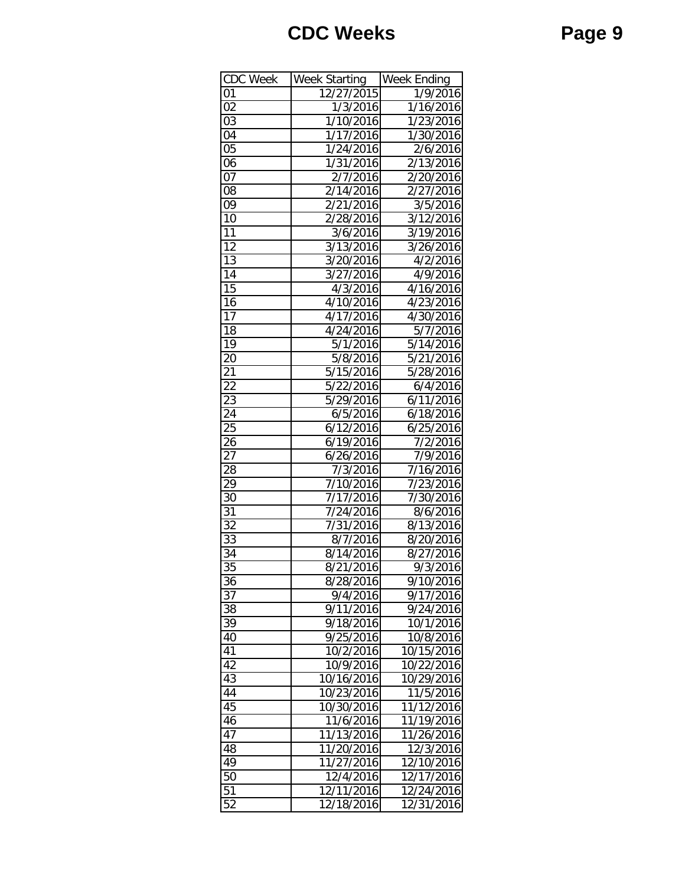# CDC Weeks

| CDC Week | Week Starting | Week Ending |
|---|---|---|
| 01 | 12/27/2015 | 1/9/2016 |
| 02 | 1/3/2016 | 1/16/2016 |
| 03 | 1/10/2016 | 1/23/2016 |
| 04 | 1/17/2016 | 1/30/2016 |
| 05 | 1/24/2016 | 2/6/2016 |
| 06 | 1/31/2016 | 2/13/2016 |
| 07 | 2/7/2016 | 2/20/2016 |
| 08 | 2/14/2016 | 2/27/2016 |
| 09 | 2/21/2016 | 3/5/2016 |
| 10 | 2/28/2016 | 3/12/2016 |
| 11 | 3/6/2016 | 3/19/2016 |
| 12 | 3/13/2016 | 3/26/2016 |
| 13 | 3/20/2016 | 4/2/2016 |
| 14 | 3/27/2016 | 4/9/2016 |
| 15 | 4/3/2016 | 4/16/2016 |
| 16 | 4/10/2016 | 4/23/2016 |
| 17 | 4/17/2016 | 4/30/2016 |
| 18 | 4/24/2016 | 5/7/2016 |
| 19 | 5/1/2016 | 5/14/2016 |
| 20 | 5/8/2016 | 5/21/2016 |
| 21 | 5/15/2016 | 5/28/2016 |
| 22 | 5/22/2016 | 6/4/2016 |
| 23 | 5/29/2016 | 6/11/2016 |
| 24 | 6/5/2016 | 6/18/2016 |
| 25 | 6/12/2016 | 6/25/2016 |
| 26 | 6/19/2016 | 7/2/2016 |
| 27 | 6/26/2016 | 7/9/2016 |
| 28 | 7/3/2016 | 7/16/2016 |
| 29 | 7/10/2016 | 7/23/2016 |
| 30 | 7/17/2016 | 7/30/2016 |
| 31 | 7/24/2016 | 8/6/2016 |
| 32 | 7/31/2016 | 8/13/2016 |
| 33 | 8/7/2016 | 8/20/2016 |
| 34 | 8/14/2016 | 8/27/2016 |
| 35 | 8/21/2016 | 9/3/2016 |
| 36 | 8/28/2016 | 9/10/2016 |
| 37 | 9/4/2016 | 9/17/2016 |
| 38 | 9/11/2016 | 9/24/2016 |
| 39 | 9/18/2016 | 10/1/2016 |
| 40 | 9/25/2016 | 10/8/2016 |
| 41 | 10/2/2016 | 10/15/2016 |
| 42 | 10/9/2016 | 10/22/2016 |
| 43 | 10/16/2016 | 10/29/2016 |
| 44 | 10/23/2016 | 11/5/2016 |
| 45 | 10/30/2016 | 11/12/2016 |
| 46 | 11/6/2016 | 11/19/2016 |
| 47 | 11/13/2016 | 11/26/2016 |
| 48 | 11/20/2016 | 12/3/2016 |
| 49 | 11/27/2016 | 12/10/2016 |
| 50 | 12/4/2016 | 12/17/2016 |
| 51 | 12/11/2016 | 12/24/2016 |
| 52 | 12/18/2016 | 12/31/2016 |